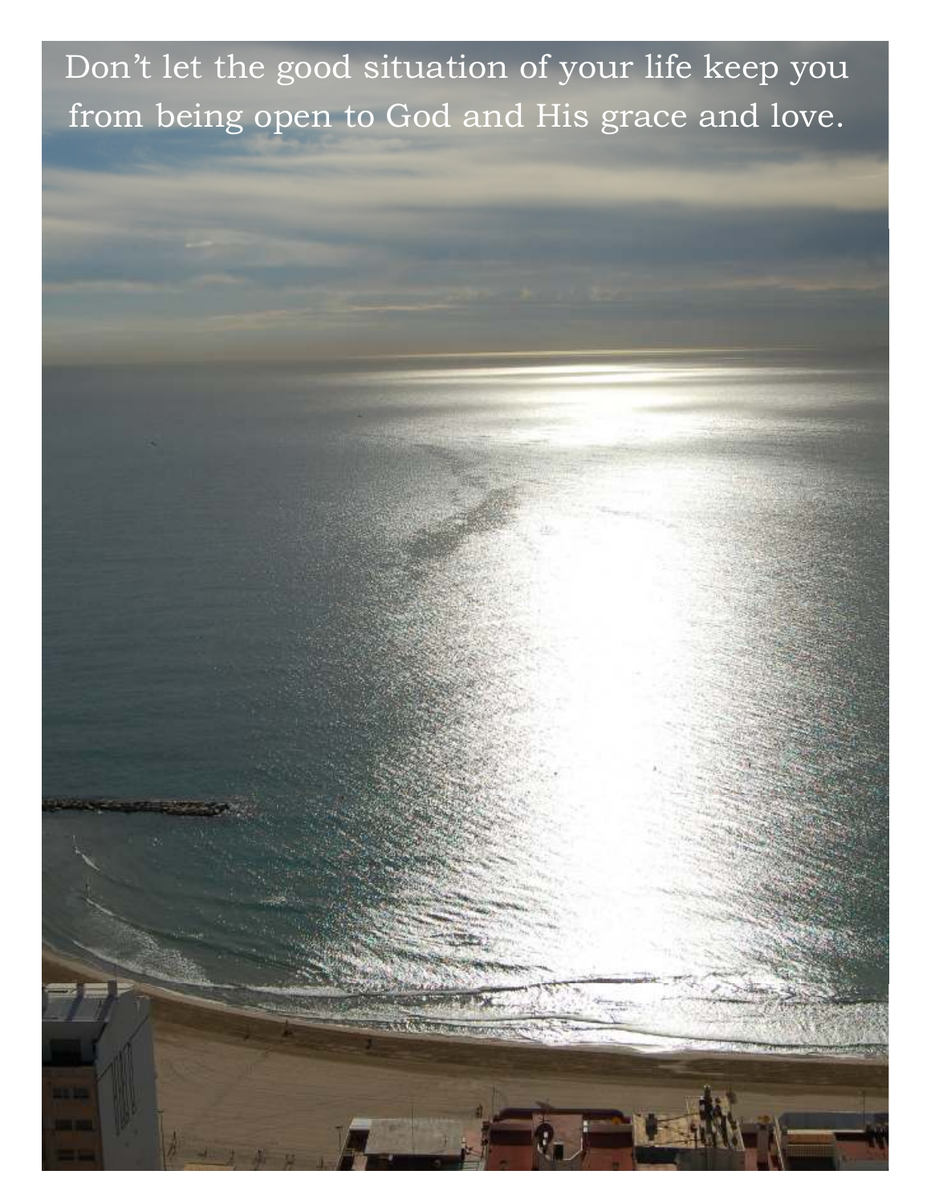Don't let the good situation of your life keep you from being open to God and His grace and love.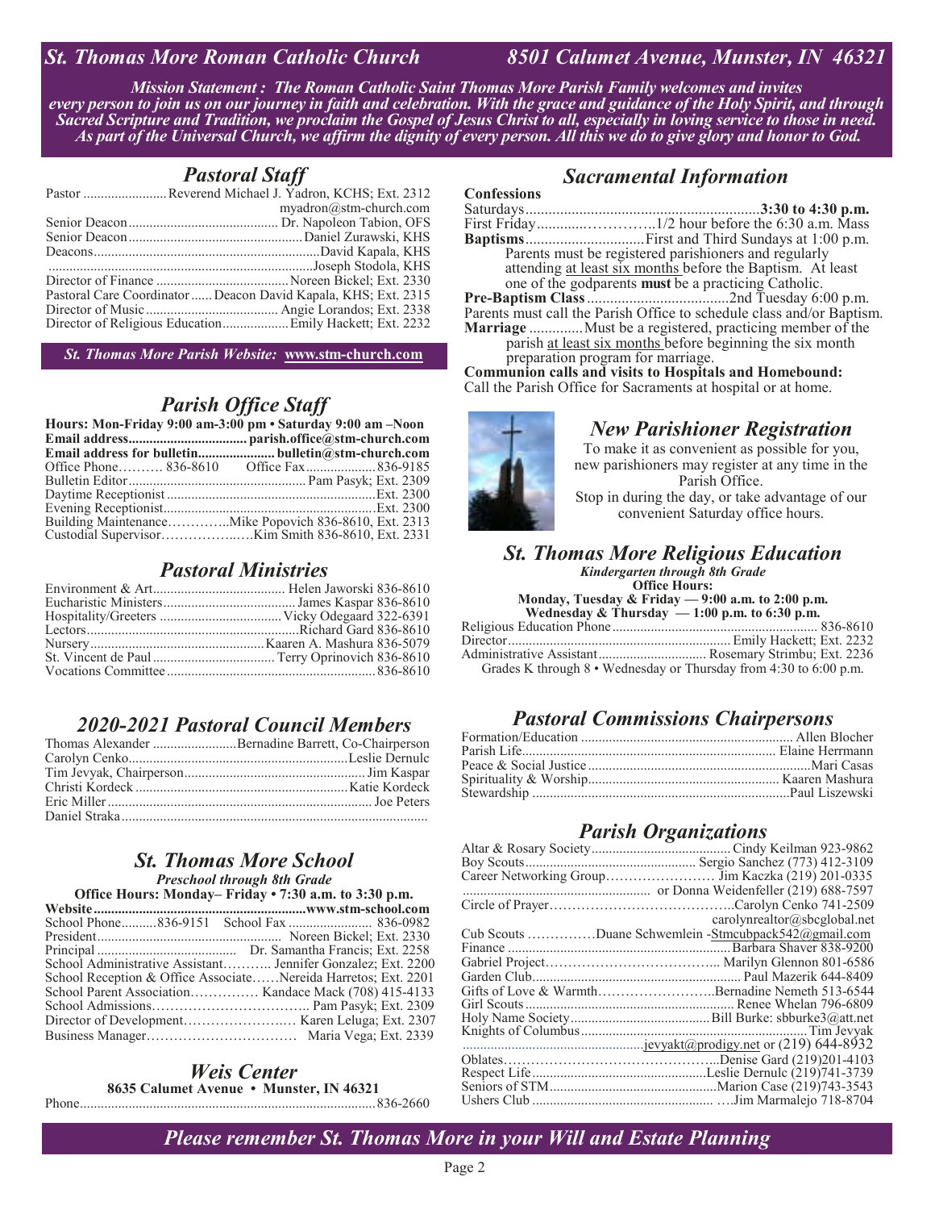# St. Thomas More Roman Catholic Church — 8501 Calumet Avenue, Munster, IN 46321

***Mission Statement : The Roman Catholic Saint Thomas More Parish Family welcomes and invites every person to join us on our journey in faith and celebration. With the grace and guidance of the Holy Spirit, and through Sacred Scripture and Tradition, we proclaim the Gospel of Jesus Christ to all, especially in loving service to those in need. As part of the Universal Church, we affirm the dignity of every person. All this we do to give glory and honor to God.***

## Pastoral Staff

Pastor ........................ Reverend Michael J. Yadron, KCHS; Ext. 2312
myadron@stm-church.com
Senior Deacon .......................... Dr. Napoleon Tabion, OFS
Senior Deacon .......................... Daniel Zurawski, KHS
Deacons .......................... David Kapala, KHS
.......................... Joseph Stodola, KHS
Director of Finance .......................... Noreen Bickel; Ext. 2330
Pastoral Care Coordinator ...... Deacon David Kapala, KHS; Ext. 2315
Director of Music .......................... Angie Lorandos; Ext. 2338
Director of Religious Education .......................... Emily Hackett; Ext. 2232

*St. Thomas More Parish Website:* **www.stm-church.com**

## Parish Office Staff

**Hours: Mon-Friday 9:00 am-3:00 pm • Saturday 9:00 am –Noon**
**Email address.......................... parish.office@stm-church.com**
**Email address for bulletin.......................... bulletin@stm-church.com**
Office Phone………. 836-8610 Office Fax .......................... 836-9185
Bulletin Editor .......................... Pam Pasyk; Ext. 2309
Daytime Receptionist .......................... Ext. 2300
Evening Receptionist .......................... Ext. 2300
Building Maintenance………….Mike Popovich 836-8610, Ext. 2313
Custodial Supervisor……………..….Kim Smith 836-8610, Ext. 2331

## Pastoral Ministries

Environment & Art .......................... Helen Jaworski 836-8610
Eucharistic Ministers .......................... James Kaspar 836-8610
Hospitality/Greeters .......................... Vicky Odegaard 322-6391
Lectors .......................... Richard Gard 836-8610
Nursery .......................... Kaaren A. Mashura 836-5079
St. Vincent de Paul .......................... Terry Oprinovich 836-8610
Vocations Committee .......................... 836-8610

## 2020-2021 Pastoral Council Members

Thomas Alexander .......................... Bernadine Barrett, Co-Chairperson
Carolyn Cenko .......................... Leslie Dernulc
Tim Jevyak, Chairperson .......................... Jim Kaspar
Christi Kordeck .......................... Katie Kordeck
Eric Miller .......................... Joe Peters
Daniel Straka

## St. Thomas More School

***Preschool through 8th Grade***
**Office Hours: Monday– Friday • 7:30 a.m. to 3:30 p.m.**
**Website .......................... www.stm-school.com**
School Phone..........836-9151 School Fax .......................... 836-0982
President .......................... Noreen Bickel; Ext. 2330
Principal .......................... Dr. Samantha Francis; Ext. 2258
School Administrative Assistant……….. Jennifer Gonzalez; Ext. 2200
School Reception & Office Associate……Nereida Harretos; Ext. 2201
School Parent Association…………… Kandace Mack (708) 415-4133
School Admissions…………………………….. Pam Pasyk; Ext. 2309
Director of Development…………………… Karen Leluga; Ext. 2307
Business Manager…………………………… Maria Vega; Ext. 2339

## Weis Center

**8635 Calumet Avenue • Munster, IN 46321**
Phone .......................... 836-2660

## Sacramental Information

**Confessions**
Saturdays .......................... **3:30 to 4:30 p.m.**
First Friday............……………..1/2 hour before the 6:30 a.m. Mass
**Baptisms** .......................... First and Third Sundays at 1:00 p.m.
Parents must be registered parishioners and regularly attending at least six months before the Baptism. At least one of the godparents **must** be a practicing Catholic.
**Pre-Baptism Class** .......................... 2nd Tuesday 6:00 p.m.
Parents must call the Parish Office to schedule class and/or Baptism.
**Marriage** .............Must be a registered, practicing member of the parish at least six months before beginning the six month preparation program for marriage.
**Communion calls and visits to Hospitals and Homebound:**
Call the Parish Office for Sacraments at hospital or at home.

## New Parishioner Registration

To make it as convenient as possible for you, new parishioners may register at any time in the Parish Office.
Stop in during the day, or take advantage of our convenient Saturday office hours.

## St. Thomas More Religious Education

***Kindergarten through 8th Grade***
**Office Hours:**
**Monday, Tuesday & Friday — 9:00 a.m. to 2:00 p.m.**
**Wednesday & Thursday — 1:00 p.m. to 6:30 p.m.**
Religious Education Phone .......................... 836-8610
Director .......................... Emily Hackett; Ext. 2232
Administrative Assistant .......................... Rosemary Strimbu; Ext. 2236
Grades K through 8 • Wednesday or Thursday from 4:30 to 6:00 p.m.

## Pastoral Commissions Chairpersons

Formation/Education .......................... Allen Blocher
Parish Life .......................... Elaine Herrmann
Peace & Social Justice .......................... Mari Casas
Spirituality & Worship .......................... Kaaren Mashura
Stewardship .......................... Paul Liszewski

## Parish Organizations

Altar & Rosary Society .......................... Cindy Keilman 923-9862
Boy Scouts .......................... Sergio Sanchez (773) 412-3109
Career Networking Group…………………… Jim Kaczka (219) 201-0335
.......................... or Donna Weidenfeller (219) 688-7597
Circle of Prayer………………………………..Carolyn Cenko 741-2509
carolynrealtor@sbcglobal.net
Cub Scouts ……………Duane Schwemlein -Stmcubpack542@gmail.com
Finance .......................... Barbara Shaver 838-9200
Gabriel Project……………………………….. Marilyn Glennon 801-6586
Garden Club .......................... Paul Mazerik 644-8409
Gifts of Love & Warmth……………………..Bernadine Nemeth 513-6544
Girl Scouts .......................... Renee Whelan 796-6809
Holy Name Society .......................... Bill Burke: sbburke3@att.net
Knights of Columbus .......................... Tim Jevyak
.......................... jevyakt@prodigy.net or (219) 644-8932
Oblates………………………………………...Denise Gard (219)201-4103
Respect Life .......................... Leslie Dernulc (219)741-3739
Seniors of STM .......................... Marion Case (219)743-3543
Ushers Club .......................... ….Jim Marmalejo 718-8704

***Please remember St. Thomas More in your Will and Estate Planning***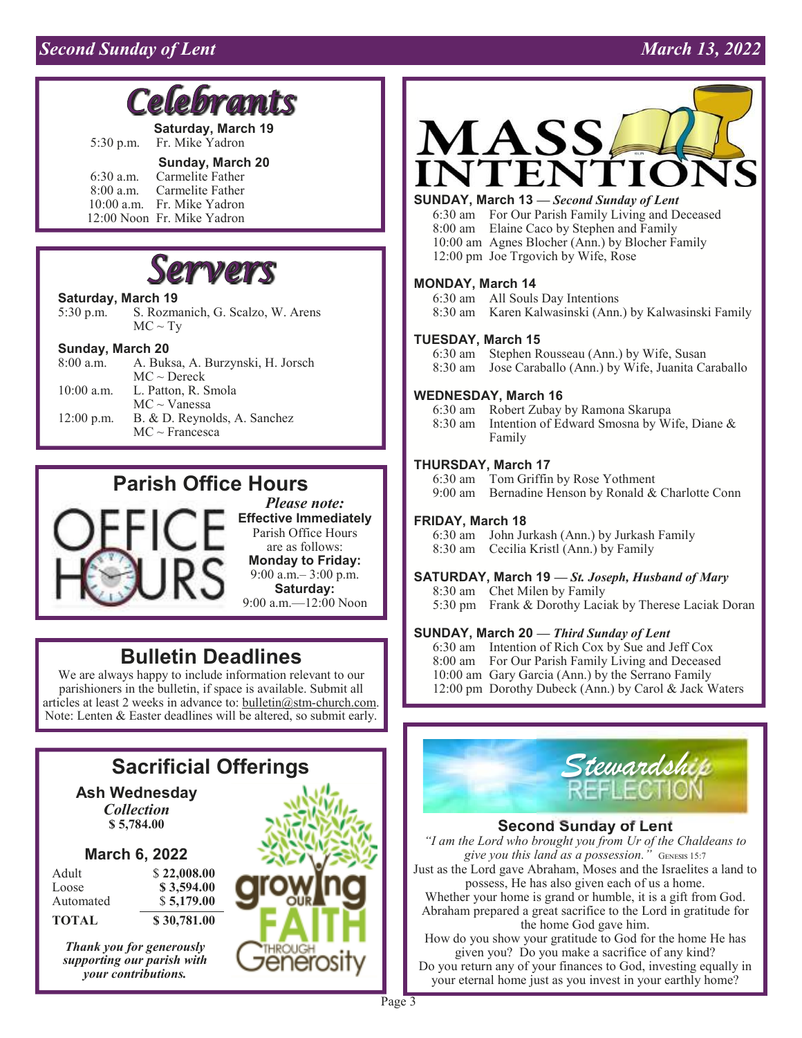## Celebrants

**Saturday, March 19**

| | |
|---|---|
| 5:30 p.m. | Fr. Mike Yadron |

**Sunday, March 20**

| | |
|---|---|
| 6:30 a.m. | Carmelite Father |
| 8:00 a.m. | Carmelite Father |
| 10:00 a.m. | Fr. Mike Yadron |
| 12:00 Noon | Fr. Mike Yadron |

## Servers

**Saturday, March 19**

5:30 p.m. S. Rozmanich, G. Scalzo, W. Arens
MC ~ Ty

**Sunday, March 20**

8:00 a.m. A. Buksa, A. Burzynski, H. Jorsch
MC ~ Dereck

10:00 a.m. L. Patton, R. Smola
MC ~ Vanessa

12:00 p.m. B. & D. Reynolds, A. Sanchez
MC ~ Francesca

## Parish Office Hours

OFFICE HOURS

*Please note:*
**Effective Immediately**
Parish Office Hours are as follows:
**Monday to Friday:**
9:00 a.m.– 3:00 p.m.
**Saturday:**
9:00 a.m.—12:00 Noon

## Bulletin Deadlines

We are always happy to include information relevant to our parishioners in the bulletin, if space is available. Submit all articles at least 2 weeks in advance to: bulletin@stm-church.com. Note: Lenten & Easter deadlines will be altered, so submit early.

## Sacrificial Offerings

**Ash Wednesday**
*Collection*
**$ 5,784.00**

**March 6, 2022**

| | |
|---|---|
| Adult | $ 22,008.00 |
| Loose | $ 3,594.00 |
| Automated | $ 5,179.00 |
| **TOTAL** | **$ 30,781.00** |

***Thank you for generously supporting our parish with your contributions.***

growing OUR FAITH THROUGH Generosity

## MASS INTENTIONS

**SUNDAY, March 13 — *Second Sunday of Lent***
6:30 am For Our Parish Family Living and Deceased
8:00 am Elaine Caco by Stephen and Family
10:00 am Agnes Blocher (Ann.) by Blocher Family
12:00 pm Joe Trgovich by Wife, Rose

**MONDAY, March 14**
6:30 am All Souls Day Intentions
8:30 am Karen Kalwasinski (Ann.) by Kalwasinski Family

**TUESDAY, March 15**
6:30 am Stephen Rousseau (Ann.) by Wife, Susan
8:30 am Jose Caraballo (Ann.) by Wife, Juanita Caraballo

**WEDNESDAY, March 16**
6:30 am Robert Zubay by Ramona Skarupa
8:30 am Intention of Edward Smosna by Wife, Diane & Family

**THURSDAY, March 17**
6:30 am Tom Griffin by Rose Yothment
9:00 am Bernadine Henson by Ronald & Charlotte Conn

**FRIDAY, March 18**
6:30 am John Jurkash (Ann.) by Jurkash Family
8:30 am Cecilia Kristl (Ann.) by Family

**SATURDAY, March 19 — *St. Joseph, Husband of Mary***
8:30 am Chet Milen by Family
5:30 pm Frank & Dorothy Laciak by Therese Laciak Doran

**SUNDAY, March 20 — *Third Sunday of Lent***
6:30 am Intention of Rich Cox by Sue and Jeff Cox
8:00 am For Our Parish Family Living and Deceased
10:00 am Gary Garcia (Ann.) by the Serrano Family
12:00 pm Dorothy Dubeck (Ann.) by Carol & Jack Waters

## Stewardship Reflection

### Second Sunday of Lent

*"I am the Lord who brought you from Ur of the Chaldeans to give you this land as a possession."* Genesis 15:7

Just as the Lord gave Abraham, Moses and the Israelites a land to possess, He has also given each of us a home.
Whether your home is grand or humble, it is a gift from God.
Abraham prepared a great sacrifice to the Lord in gratitude for the home God gave him.
How do you show your gratitude to God for the home He has given you? Do you make a sacrifice of any kind?
Do you return any of your finances to God, investing equally in your eternal home just as you invest in your earthly home?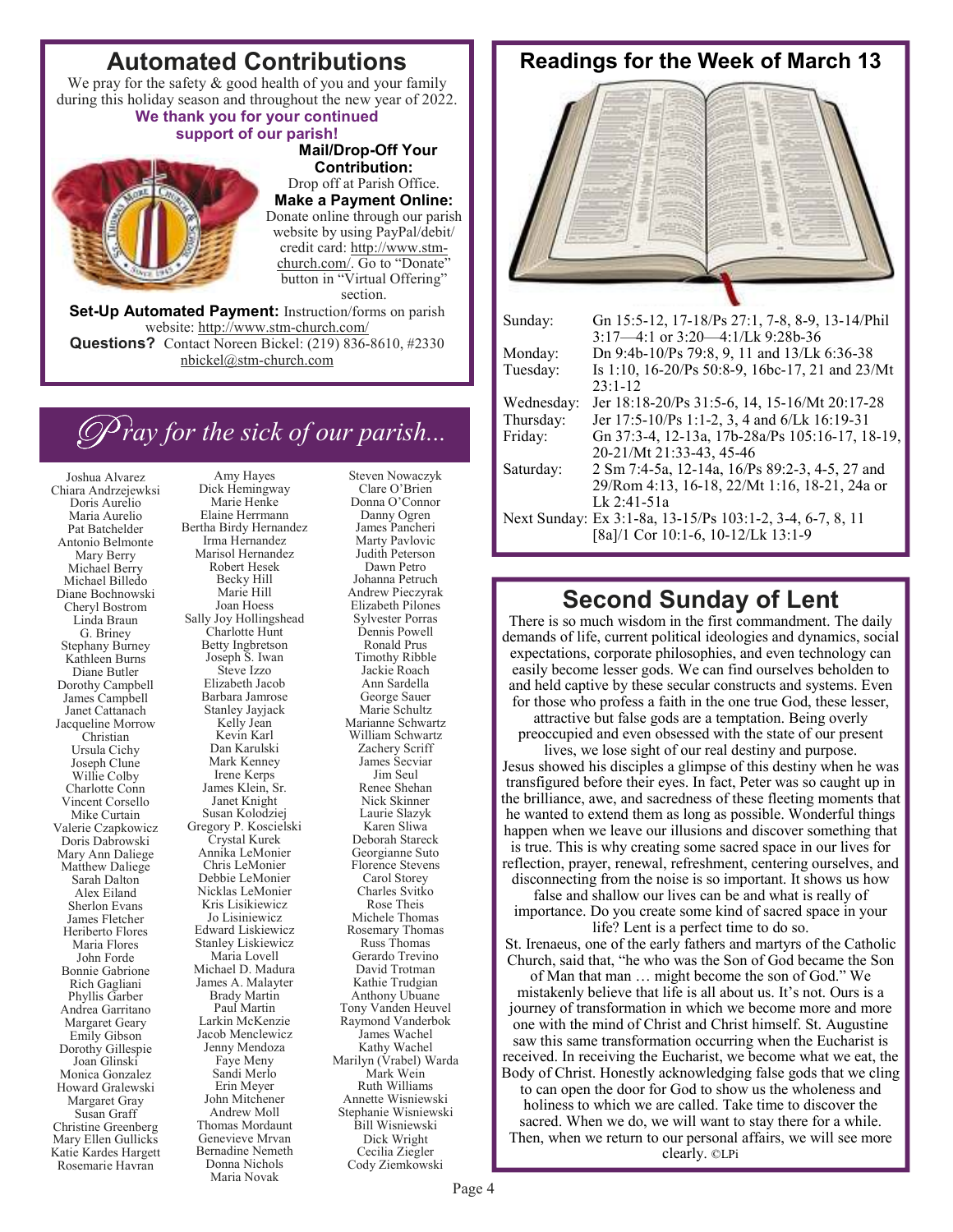## Automated Contributions

We pray for the safety & good health of you and your family during this holiday season and throughout the new year of 2022.

**We thank you for your continued support of our parish!**

**Mail/Drop-Off Your Contribution:**
Drop off at Parish Office.

**Make a Payment Online:**
Donate online through our parish website by using PayPal/debit/credit card: http://www.stm-church.com/. Go to "Donate" button in "Virtual Offering" section.

**Set-Up Automated Payment:** Instruction/forms on parish website: http://www.stm-church.com/

**Questions?** Contact Noreen Bickel: (219) 836-8610, #2330 nbickel@stm-church.com

## *Pray for the sick of our parish...*

Joshua Alvarez
Chiara Andrzejewski
Doris Aurelio
Maria Aurelio
Pat Batchelder
Antonio Belmonte
Mary Berry
Michael Berry
Michael Billedo
Diane Bochnowski
Cheryl Bostrom
Linda Braun
G. Briney
Stephany Burney
Kathleen Burns
Diane Butler
Dorothy Campbell
James Campbell
Janet Cattanach
Jacqueline Morrow Christian
Ursula Cichy
Joseph Clune
Willie Colby
Charlotte Conn
Vincent Corsello
Mike Curtain
Valerie Czapkowicz
Doris Dabrowski
Mary Ann Daliege
Matthew Daliege
Sarah Dalton
Alex Eiland
Sherlon Evans
James Fletcher
Heriberto Flores
Maria Flores
John Forde
Bonnie Gabrione
Rich Gagliani
Phyllis Garber
Andrea Garritano
Margaret Geary
Emily Gibson
Dorothy Gillespie
Joan Glinski
Monica Gonzalez
Howard Gralewski
Margaret Gray
Susan Graff
Christine Greenberg
Mary Ellen Gullicks
Katie Kardes Hargett
Rosemarie Havran
Amy Hayes
Dick Hemingway
Marie Henke
Elaine Herrmann
Bertha Birdy Hernandez
Irma Hernandez
Marisol Hernandez
Robert Hesek
Becky Hill
Marie Hill
Joan Hoess
Sally Joy Hollingshead
Charlotte Hunt
Betty Ingbretson
Joseph S. Iwan
Steve Izzo
Elizabeth Jacob
Barbara Jamrose
Stanley Jayjack
Kelly Jean
Kevin Karl
Dan Karulski
Mark Kenney
Irene Kerps
James Klein, Sr.
Janet Knight
Susan Kolodziej
Gregory P. Koscielski
Crystal Kurek
Annika LeMonier
Chris LeMonier
Debbie LeMonier
Nicklas LeMonier
Kris Lisikiewicz
Jo Lisiniewicz
Edward Liskiewicz
Stanley Liskiewicz
Maria Lovell
Michael D. Madura
James A. Malayter
Brady Martin
Paul Martin
Larkin McKenzie
Jacob Menclewicz
Jenny Mendoza
Faye Meny
Sandi Merlo
Erin Meyer
John Mitchener
Andrew Moll
Thomas Mordaunt
Genevieve Mrvan
Bernadine Nemeth
Donna Nichols
Maria Novak
Steven Nowaczyk
Clare O'Brien
Donna O'Connor
Danny Ogren
James Pancheri
Marty Pavlovic
Judith Peterson
Dawn Petro
Johanna Petruch
Andrew Pieczyrak
Elizabeth Pilones
Sylvester Porras
Dennis Powell
Ronald Prus
Timothy Ribble
Jackie Roach
Ann Sardella
George Sauer
Marie Schultz
Marianne Schwartz
William Schwartz
Zachery Scriff
James Secviar
Jim Seul
Renee Shehan
Nick Skinner
Laurie Slazyk
Karen Sliwa
Deborah Stareck
Georgianne Suto
Florence Stevens
Carol Storey
Charles Svitko
Rose Theis
Michele Thomas
Rosemary Thomas
Russ Thomas
Gerardo Trevino
David Trotman
Kathie Trudgian
Anthony Ubuane
Tony Vanden Heuvel
Raymond Vanderbok
James Wachel
Kathy Wachel
Marilyn (Vrabel) Warda
Mark Wein
Ruth Williams
Annette Wisniewski
Stephanie Wisniewski
Bill Wisniewski
Dick Wright
Cecilia Ziegler
Cody Ziemkowski

## Readings for the Week of March 13

| | |
|---|---|
| Sunday: | Gn 15:5-12, 17-18/Ps 27:1, 7-8, 8-9, 13-14/Phil 3:17—4:1 or 3:20—4:1/Lk 9:28b-36 |
| Monday: | Dn 9:4b-10/Ps 79:8, 9, 11 and 13/Lk 6:36-38 |
| Tuesday: | Is 1:10, 16-20/Ps 50:8-9, 16bc-17, 21 and 23/Mt 23:1-12 |
| Wednesday: | Jer 18:18-20/Ps 31:5-6, 14, 15-16/Mt 20:17-28 |
| Thursday: | Jer 17:5-10/Ps 1:1-2, 3, 4 and 6/Lk 16:19-31 |
| Friday: | Gn 37:3-4, 12-13a, 17b-28a/Ps 105:16-17, 18-19, 20-21/Mt 21:33-43, 45-46 |
| Saturday: | 2 Sm 7:4-5a, 12-14a, 16/Ps 89:2-3, 4-5, 27 and 29/Rom 4:13, 16-18, 22/Mt 1:16, 18-21, 24a or Lk 2:41-51a |
| Next Sunday: | Ex 3:1-8a, 13-15/Ps 103:1-2, 3-4, 6-7, 8, 11 [8a]/1 Cor 10:1-6, 10-12/Lk 13:1-9 |

## Second Sunday of Lent

There is so much wisdom in the first commandment. The daily demands of life, current political ideologies and dynamics, social expectations, corporate philosophies, and even technology can easily become lesser gods. We can find ourselves beholden to and held captive by these secular constructs and systems. Even for those who profess a faith in the one true God, these lesser, attractive but false gods are a temptation. Being overly preoccupied and even obsessed with the state of our present lives, we lose sight of our real destiny and purpose.

Jesus showed his disciples a glimpse of this destiny when he was transfigured before their eyes. In fact, Peter was so caught up in the brilliance, awe, and sacredness of these fleeting moments that he wanted to extend them as long as possible. Wonderful things happen when we leave our illusions and discover something that is true. This is why creating some sacred space in our lives for reflection, prayer, renewal, refreshment, centering ourselves, and disconnecting from the noise is so important. It shows us how false and shallow our lives can be and what is really of importance. Do you create some kind of sacred space in your life? Lent is a perfect time to do so.

St. Irenaeus, one of the early fathers and martyrs of the Catholic Church, said that, "he who was the Son of God became the Son of Man that man … might become the son of God." We mistakenly believe that life is all about us. It's not. Ours is a journey of transformation in which we become more and more one with the mind of Christ and Christ himself. St. Augustine saw this same transformation occurring when the Eucharist is received. In receiving the Eucharist, we become what we eat, the Body of Christ. Honestly acknowledging false gods that we cling to can open the door for God to show us the wholeness and holiness to which we are called. Take time to discover the sacred. When we do, we will want to stay there for a while. Then, when we return to our personal affairs, we will see more clearly. ©LPi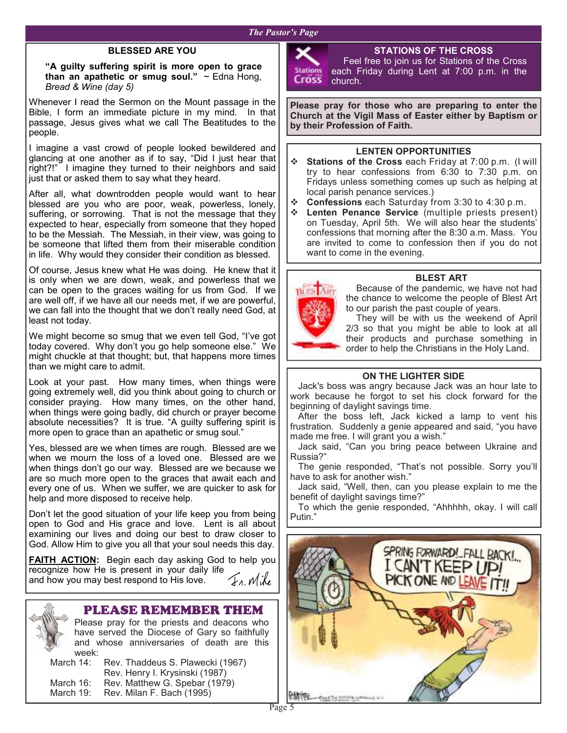## BLESSED ARE YOU

**"A guilty suffering spirit is more open to grace than an apathetic or smug soul."** ~ Edna Hong, *Bread & Wine (day 5)*

Whenever I read the Sermon on the Mount passage in the Bible, I form an immediate picture in my mind. In that passage, Jesus gives what we call The Beatitudes to the people.

I imagine a vast crowd of people looked bewildered and glancing at one another as if to say, "Did I just hear that right?!" I imagine they turned to their neighbors and said just that or asked them to say what they heard.

After all, what downtrodden people would want to hear blessed are you who are poor, weak, powerless, lonely, suffering, or sorrowing. That is not the message that they expected to hear, especially from someone that they hoped to be the Messiah. The Messiah, in their view, was going to be someone that lifted them from their miserable condition in life. Why would they consider their condition as blessed.

Of course, Jesus knew what He was doing. He knew that it is only when we are down, weak, and powerless that we can be open to the graces waiting for us from God. If we are well off, if we have all our needs met, if we are powerful, we can fall into the thought that we don't really need God, at least not today.

We might become so smug that we even tell God, "I've got today covered. Why don't you go help someone else." We might chuckle at that thought; but, that happens more times than we might care to admit.

Look at your past. How many times, when things were going extremely well, did you think about going to church or consider praying. How many times, on the other hand, when things were going badly, did church or prayer become absolute necessities? It is true. "A guilty suffering spirit is more open to grace than an apathetic or smug soul."

Yes, blessed are we when times are rough. Blessed are we when we mourn the loss of a loved one. Blessed are we when things don't go our way. Blessed are we because we are so much more open to the graces that await each and every one of us. When we suffer, we are quicker to ask for help and more disposed to receive help.

Don't let the good situation of your life keep you from being open to God and His grace and love. Lent is all about examining our lives and doing our best to draw closer to God. Allow Him to give you all that your soul needs this day.

**FAITH ACTION:** Begin each day asking God to help you recognize how He is present in your daily life and how you may best respond to His love.

*Fr. Mike*

## PLEASE REMEMBER THEM

Please pray for the priests and deacons who have served the Diocese of Gary so faithfully and whose anniversaries of death are this week:

| | |
|---|---|
| March 14: | Rev. Thaddeus S. Plawecki (1967) |
| | Rev. Henry I. Krysinski (1987) |
| March 16: | Rev. Matthew G. Spebar (1979) |
| March 19: | Rev. Milan F. Bach (1995) |

## STATIONS OF THE CROSS

Feel free to join us for Stations of the Cross each Friday during Lent at 7:00 p.m. in the church.

**Please pray for those who are preparing to enter the Church at the Vigil Mass of Easter either by Baptism or by their Profession of Faith.**

## LENTEN OPPORTUNITIES

- **Stations of the Cross** each Friday at 7:00 p.m. (I will try to hear confessions from 6:30 to 7:30 p.m. on Fridays unless something comes up such as helping at local parish penance services.)
- **Confessions** each Saturday from 3:30 to 4:30 p.m.
- **Lenten Penance Service** (multiple priests present) on Tuesday, April 5th. We will also hear the students' confessions that morning after the 8:30 a.m. Mass. You are invited to come to confession then if you do not want to come in the evening.

## BLEST ART

Because of the pandemic, we have not had the chance to welcome the people of Blest Art to our parish the past couple of years.

They will be with us the weekend of April 2/3 so that you might be able to look at all their products and purchase something in order to help the Christians in the Holy Land.

## ON THE LIGHTER SIDE

Jack's boss was angry because Jack was an hour late to work because he forgot to set his clock forward for the beginning of daylight savings time.

After the boss left, Jack kicked a lamp to vent his frustration. Suddenly a genie appeared and said, "you have made me free. I will grant you a wish."

Jack said, "Can you bring peace between Ukraine and Russia?"

The genie responded, "That's not possible. Sorry you'll have to ask for another wish."

Jack said, "Well, then, can you please explain to me the benefit of daylight savings time?"

To which the genie responded, "Ahhhhh, okay. I will call Putin."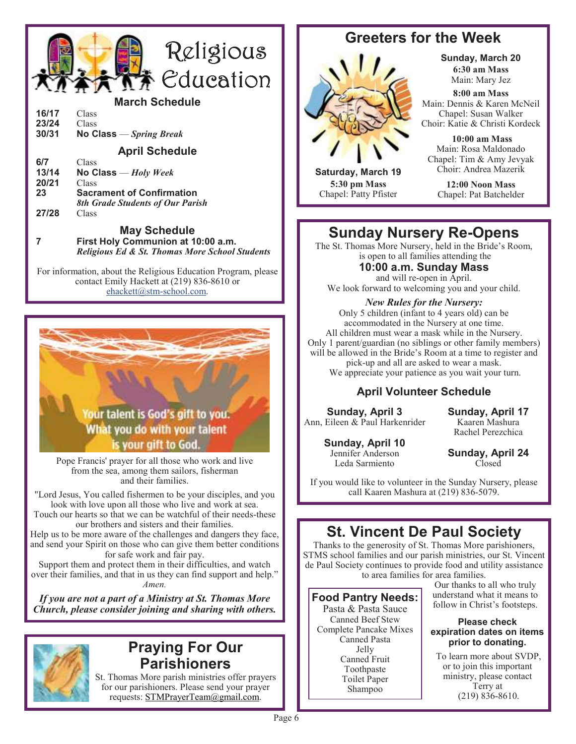# Religious Education

## March Schedule

**16/17** Class
**23/24** Class
**30/31** **No Class** — *Spring Break*

## April Schedule

**6/7** Class
**13/14** **No Class** — *Holy Week*
**20/21** Class
**23** **Sacrament of Confirmation**
*8th Grade Students of Our Parish*
**27/28** Class

## May Schedule

**7** **First Holy Communion at 10:00 a.m.**
*Religious Ed & St. Thomas More School Students*

For information, about the Religious Education Program, please contact Emily Hackett at (219) 836-8610 or ehackett@stm-school.com.

Your talent is God's gift to you. What you do with your talent is your gift to God.

Pope Francis' prayer for all those who work and live from the sea, among them sailors, fisherman and their families.

"Lord Jesus, You called fishermen to be your disciples, and you look with love upon all those who live and work at sea. Touch our hearts so that we can be watchful of their needs-these our brothers and sisters and their families. Help us to be more aware of the challenges and dangers they face, and send your Spirit on those who can give them better conditions for safe work and fair pay. Support them and protect them in their difficulties, and watch over their families, and that in us they can find support and help." *Amen.*

***If you are not a part of a Ministry at St. Thomas More Church, please consider joining and sharing with others.***

## Praying For Our Parishioners

St. Thomas More parish ministries offer prayers for our parishioners. Please send your prayer requests: STMPrayerTeam@gmail.com.

## Greeters for the Week

**Saturday, March 19**
**5:30 pm Mass**
Chapel: Patty Pfister

**Sunday, March 20**

**6:30 am Mass**
Main: Mary Jez

**8:00 am Mass**
Main: Dennis & Karen McNeil
Chapel: Susan Walker
Choir: Katie & Christi Kordeck

**10:00 am Mass**
Main: Rosa Maldonado
Chapel: Tim & Amy Jevyak
Choir: Andrea Mazerik

**12:00 Noon Mass**
Chapel: Pat Batchelder

## Sunday Nursery Re-Opens

The St. Thomas More Nursery, held in the Bride's Room, is open to all families attending the

**10:00 a.m. Sunday Mass**

and will re-open in April.
We look forward to welcoming you and your child.

***New Rules for the Nursery:***

Only 5 children (infant to 4 years old) can be accommodated in the Nursery at one time.
All children must wear a mask while in the Nursery.
Only 1 parent/guardian (no siblings or other family members) will be allowed in the Bride's Room at a time to register and pick-up and all are asked to wear a mask.
We appreciate your patience as you wait your turn.

### April Volunteer Schedule

**Sunday, April 3**
Ann, Eileen & Paul Harkenrider

**Sunday, April 10**
Jennifer Anderson
Leda Sarmiento

**Sunday, April 17**
Kaaren Mashura
Rachel Perezchica

**Sunday, April 24**
Closed

If you would like to volunteer in the Sunday Nursery, please call Kaaren Mashura at (219) 836-5079.

## St. Vincent De Paul Society

Thanks to the generosity of St. Thomas More parishioners, STMS school families and our parish ministries, our St. Vincent de Paul Society continues to provide food and utility assistance to area families for area families.

### Food Pantry Needs:

Pasta & Pasta Sauce
Canned Beef Stew
Complete Pancake Mixes
Canned Pasta
Jelly
Canned Fruit
Toothpaste
Toilet Paper
Shampoo

Our thanks to all who truly understand what it means to follow in Christ's footsteps.

**Please check expiration dates on items prior to donating.**

To learn more about SVDP, or to join this important ministry, please contact Terry at (219) 836-8610.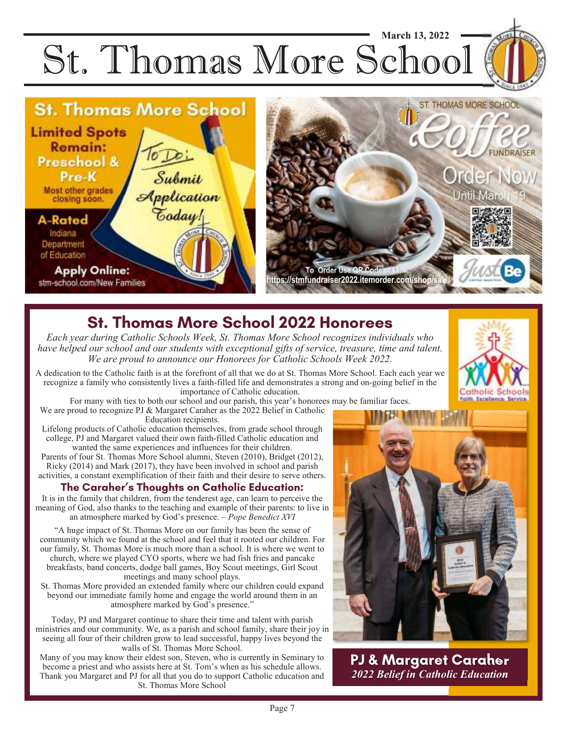# St. Thomas More School

March 13, 2022

## St. Thomas More School

**Limited Spots Remain: Preschool & Pre-K**

Most other grades closing soon.

To Do: Submit Application Today!

**A-Rated**

Indiana Department of Education

**Apply Online:**

stm-school.com/New Families

## ST. THOMAS MORE SCHOOL Coffee FUNDRAISER

Order Now Until March 19

To Order Use QR Code or Link

https://stmfundraiser2022.itemorder.com/shop/sal

Just Be

## St. Thomas More School 2022 Honorees

*Each year during Catholic Schools Week, St. Thomas More School recognizes individuals who have helped our school and our students with exceptional gifts of service, treasure, time and talent. We are proud to announce our Honorees for Catholic Schools Week 2022.*

A dedication to the Catholic faith is at the forefront of all that we do at St. Thomas More School. Each each year we recognize a family who consistently lives a faith-filled life and demonstrates a strong and on-going belief in the importance of Catholic education.

For many with ties to both our school and our parish, this year's honorees may be familiar faces.

We are proud to recognize PJ & Margaret Caraher as the 2022 Belief in Catholic Education recipients.

Lifelong products of Catholic education themselves, from grade school through college, PJ and Margaret valued their own faith-filled Catholic education and wanted the same experiences and influences for their children.

Parents of four St. Thomas More School alumni, Steven (2010), Bridget (2012), Ricky (2014) and Mark (2017), they have been involved in school and parish activities, a constant exemplification of their faith and their desire to serve others.

### The Caraher's Thoughts on Catholic Education:

It is in the family that children, from the tenderest age, can learn to perceive the meaning of God, also thanks to the teaching and example of their parents: to live in an atmosphere marked by God's presence. – *Pope Benedict XVI*

"A huge impact of St. Thomas More on our family has been the sense of community which we found at the school and feel that it rooted our children. For our family, St. Thomas More is much more than a school. It is where we went to church, where we played CYO sports, where we had fish fries and pancake breakfasts, band concerts, dodge ball games, Boy Scout meetings, Girl Scout meetings and many school plays.

St. Thomas More provided an extended family where our children could expand beyond our immediate family home and engage the world around them in an atmosphere marked by God's presence."

Today, PJ and Margaret continue to share their time and talent with parish ministries and our community. We, as a parish and school family, share their joy in seeing all four of their children grow to lead successful, happy lives beyond the walls of St. Thomas More School.

Many of you may know their eldest son, Steven, who is currently in Seminary to become a priest and who assists here at St. Tom's when as his schedule allows. Thank you Margaret and PJ for all that you do to support Catholic education and St. Thomas More School

Catholic Schools: Faith. Excellence. Service.

**PJ & Margaret Caraher**

***2022 Belief in Catholic Education***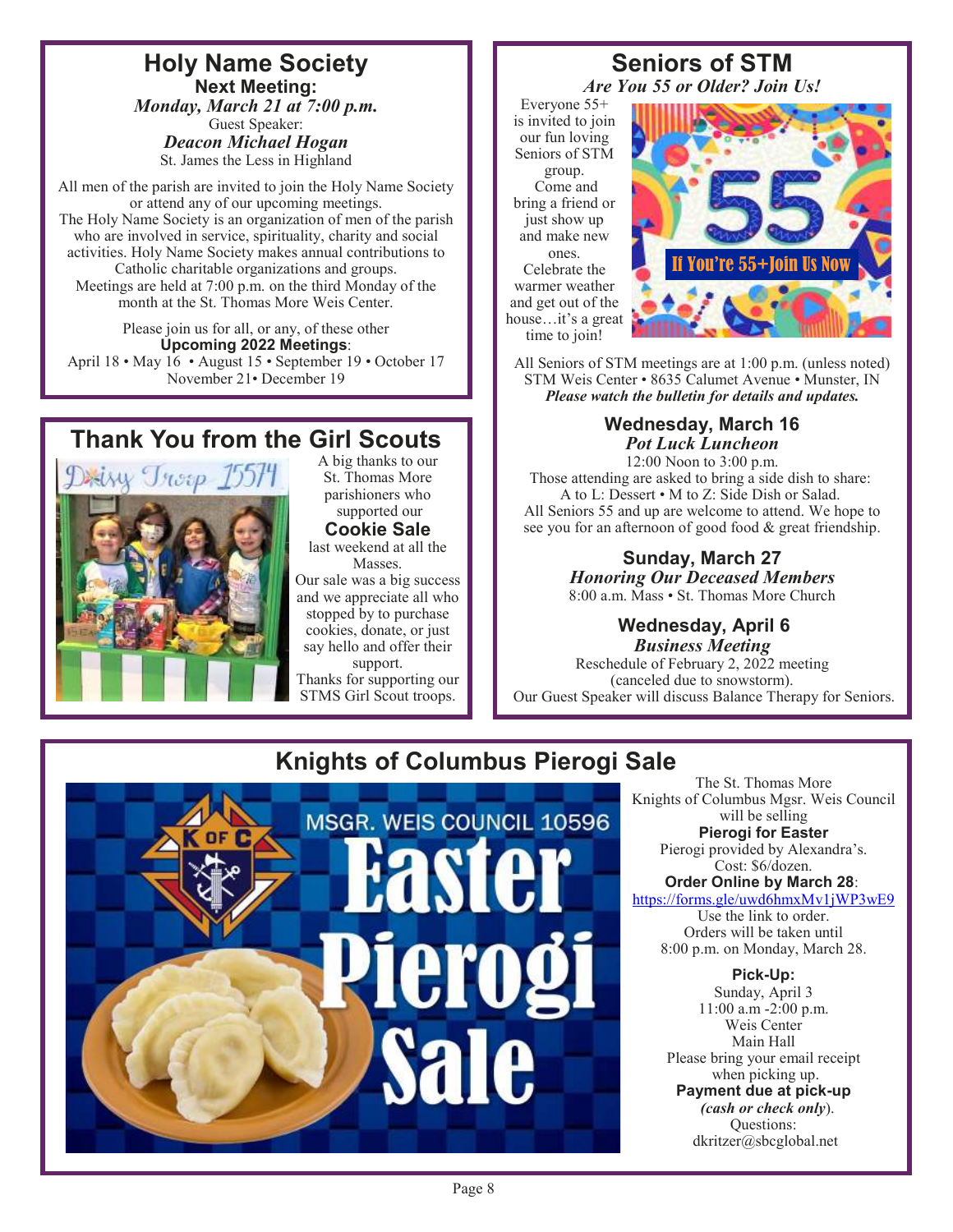## Holy Name Society

**Next Meeting:**

***Monday, March 21 at 7:00 p.m.***

Guest Speaker:

***Deacon Michael Hogan***

St. James the Less in Highland

All men of the parish are invited to join the Holy Name Society or attend any of our upcoming meetings.
The Holy Name Society is an organization of men of the parish who are involved in service, spirituality, charity and social activities. Holy Name Society makes annual contributions to Catholic charitable organizations and groups.
Meetings are held at 7:00 p.m. on the third Monday of the month at the St. Thomas More Weis Center.

Please join us for all, or any, of these other **Upcoming 2022 Meetings**:
April 18 • May 16 • August 15 • September 19 • October 17
November 21• December 19

## Thank You from the Girl Scouts

A big thanks to our St. Thomas More parishioners who supported our **Cookie Sale** last weekend at all the Masses.
Our sale was a big success and we appreciate all who stopped by to purchase cookies, donate, or just say hello and offer their support.
Thanks for supporting our STMS Girl Scout troops.

## Seniors of STM

***Are You 55 or Older? Join Us!***

Everyone 55+ is invited to join our fun loving Seniors of STM group. Come and bring a friend or just show up and make new ones. Celebrate the warmer weather and get out of the house…it's a great time to join!

All Seniors of STM meetings are at 1:00 p.m. (unless noted)
STM Weis Center • 8635 Calumet Avenue • Munster, IN
***Please watch the bulletin for details and updates.***

### Wednesday, March 16

***Pot Luck Luncheon***

12:00 Noon to 3:00 p.m.
Those attending are asked to bring a side dish to share:
A to L: Dessert • M to Z: Side Dish or Salad.
All Seniors 55 and up are welcome to attend. We hope to see you for an afternoon of good food & great friendship.

### Sunday, March 27

***Honoring Our Deceased Members***

8:00 a.m. Mass • St. Thomas More Church

### Wednesday, April 6

***Business Meeting***

Reschedule of February 2, 2022 meeting
(canceled due to snowstorm).
Our Guest Speaker will discuss Balance Therapy for Seniors.

## Knights of Columbus Pierogi Sale

The St. Thomas More Knights of Columbus Mgsr. Weis Council will be selling
**Pierogi for Easter**
Pierogi provided by Alexandra's.
Cost: $6/dozen.

**Order Online by March 28**:
https://forms.gle/uwd6hmxMv1jWP3wE9
Use the link to order.
Orders will be taken until 8:00 p.m. on Monday, March 28.

**Pick-Up:**
Sunday, April 3
11:00 a.m -2:00 p.m.
Weis Center
Main Hall
Please bring your email receipt when picking up.
**Payment due at pick-up**
***(cash or check only***).
Questions:
dkritzer@sbcglobal.net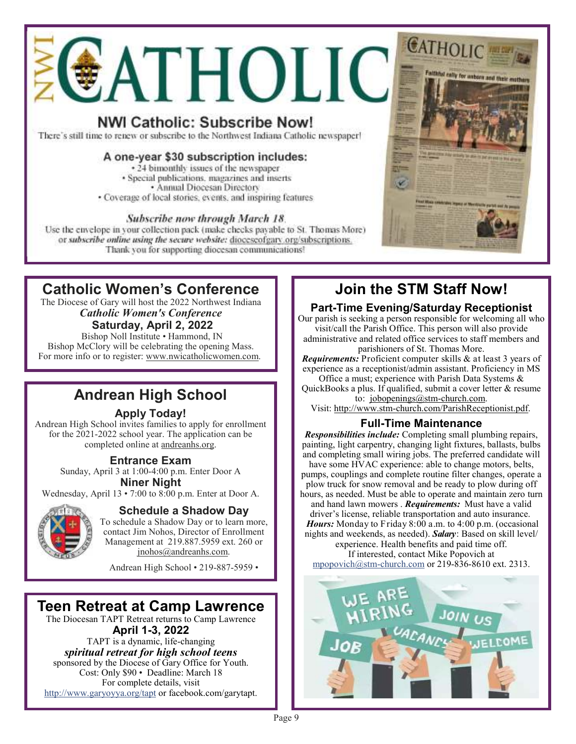# NWI CATHOLIC

## NWI Catholic: Subscribe Now!

There's still time to renew or subscribe to the Northwest Indiana Catholic newspaper!

### A one-year $30 subscription includes:

- 24 bimonthly issues of the newspaper
- Special publications, magazines and inserts
- Annual Diocesan Directory
- Coverage of local stories, events, and inspiring features

*Subscribe now through March 18.*

Use the envelope in your collection pack (make checks payable to St. Thomas More) or ***subscribe online using the secure website:*** dioceseofgary.org/subscriptions.

Thank you for supporting diocesan communications!

## Catholic Women's Conference

The Diocese of Gary will host the 2022 Northwest Indiana

***Catholic Women's Conference***

**Saturday, April 2, 2022**

Bishop Noll Institute • Hammond, IN

Bishop McClory will be celebrating the opening Mass.

For more info or to register: www.nwicatholicwomen.com.

## Andrean High School

### Apply Today!

Andrean High School invites families to apply for enrollment for the 2021-2022 school year. The application can be completed online at andreanhs.org.

### Entrance Exam

Sunday, April 3 at 1:00-4:00 p.m. Enter Door A

### Niner Night

Wednesday, April 13 • 7:00 to 8:00 p.m. Enter at Door A.

### Schedule a Shadow Day

To schedule a Shadow Day or to learn more, contact Jim Nohos, Director of Enrollment Management at 219.887.5959 ext. 260 or jnohos@andreanhs.com.

Andrean High School • 219-887-5959 •

## Teen Retreat at Camp Lawrence

The Diocesan TAPT Retreat returns to Camp Lawrence

**April 1-3, 2022**

TAPT is a dynamic, life-changing

***spiritual retreat for high school teens***

sponsored by the Diocese of Gary Office for Youth.

Cost: Only $90 • Deadline: March 18

For complete details, visit

http://www.garyoyya.org/tapt or facebook.com/garytapt.

## Join the STM Staff Now!

### Part-Time Evening/Saturday Receptionist

Our parish is seeking a person responsible for welcoming all who visit/call the Parish Office. This person will also provide administrative and related office services to staff members and parishioners of St. Thomas More.

***Requirements:*** Proficient computer skills & at least 3 years of experience as a receptionist/admin assistant. Proficiency in MS Office a must; experience with Parish Data Systems & QuickBooks a plus. If qualified, submit a cover letter & resume to: jobopenings@stm-church.com.

Visit: http://www.stm-church.com/ParishReceptionist.pdf.

### Full-Time Maintenance

***Responsibilities include:*** Completing small plumbing repairs, painting, light carpentry, changing light fixtures, ballasts, bulbs and completing small wiring jobs. The preferred candidate will have some HVAC experience: able to change motors, belts, pumps, couplings and complete routine filter changes, operate a plow truck for snow removal and be ready to plow during off hours, as needed. Must be able to operate and maintain zero turn and hand lawn mowers . ***Requirements:*** Must have a valid driver's license, reliable transportation and auto insurance. ***Hours:*** Monday to Friday 8:00 a.m. to 4:00 p.m. (occasional nights and weekends, as needed). ***Salary***: Based on skill level/experience. Health benefits and paid time off.

If interested, contact Mike Popovich at mpopovich@stm-church.com or 219-836-8610 ext. 2313.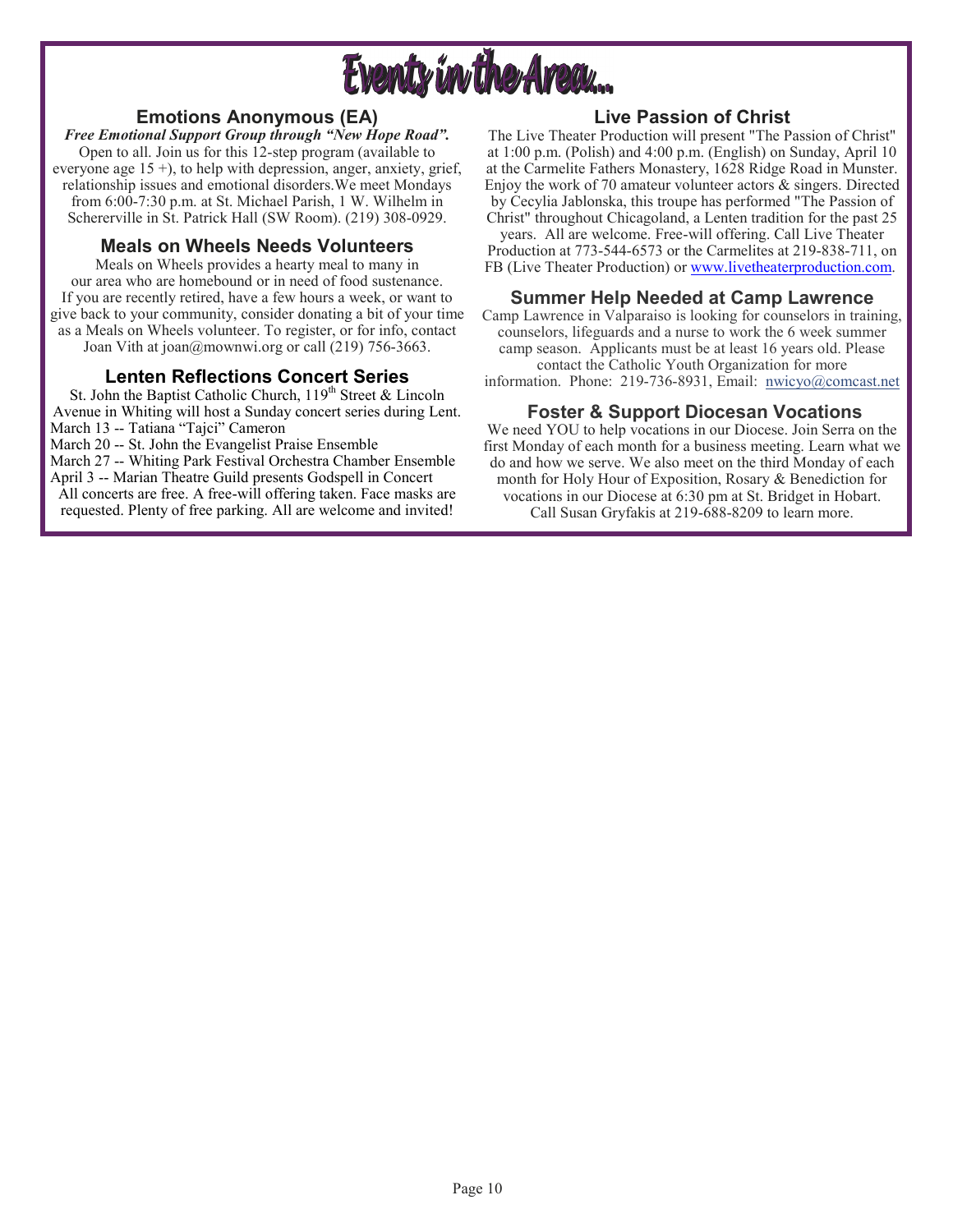# Events in the Area...

## Emotions Anonymous (EA)

***Free Emotional Support Group through "New Hope Road".***

Open to all. Join us for this 12-step program (available to everyone age 15 +), to help with depression, anger, anxiety, grief, relationship issues and emotional disorders.We meet Mondays from 6:00-7:30 p.m. at St. Michael Parish, 1 W. Wilhelm in Schererville in St. Patrick Hall (SW Room). (219) 308-0929.

## Meals on Wheels Needs Volunteers

Meals on Wheels provides a hearty meal to many in our area who are homebound or in need of food sustenance. If you are recently retired, have a few hours a week, or want to give back to your community, consider donating a bit of your time as a Meals on Wheels volunteer. To register, or for info, contact Joan Vith at joan@mownwi.org or call (219) 756-3663.

## Lenten Reflections Concert Series

St. John the Baptist Catholic Church, 119th Street & Lincoln Avenue in Whiting will host a Sunday concert series during Lent.

March 13 -- Tatiana "Tajci" Cameron
March 20 -- St. John the Evangelist Praise Ensemble
March 27 -- Whiting Park Festival Orchestra Chamber Ensemble
April 3 -- Marian Theatre Guild presents Godspell in Concert

All concerts are free. A free-will offering taken. Face masks are requested. Plenty of free parking. All are welcome and invited!

## Live Passion of Christ

The Live Theater Production will present "The Passion of Christ" at 1:00 p.m. (Polish) and 4:00 p.m. (English) on Sunday, April 10 at the Carmelite Fathers Monastery, 1628 Ridge Road in Munster. Enjoy the work of 70 amateur volunteer actors & singers. Directed by Cecylia Jablonska, this troupe has performed "The Passion of Christ" throughout Chicagoland, a Lenten tradition for the past 25 years. All are welcome. Free-will offering. Call Live Theater Production at 773-544-6573 or the Carmelites at 219-838-711, on FB (Live Theater Production) or www.livetheaterproduction.com.

## Summer Help Needed at Camp Lawrence

Camp Lawrence in Valparaiso is looking for counselors in training, counselors, lifeguards and a nurse to work the 6 week summer camp season. Applicants must be at least 16 years old. Please contact the Catholic Youth Organization for more information. Phone: 219-736-8931, Email: nwicyo@comcast.net

## Foster & Support Diocesan Vocations

We need YOU to help vocations in our Diocese. Join Serra on the first Monday of each month for a business meeting. Learn what we do and how we serve. We also meet on the third Monday of each month for Holy Hour of Exposition, Rosary & Benediction for vocations in our Diocese at 6:30 pm at St. Bridget in Hobart. Call Susan Gryfakis at 219-688-8209 to learn more.